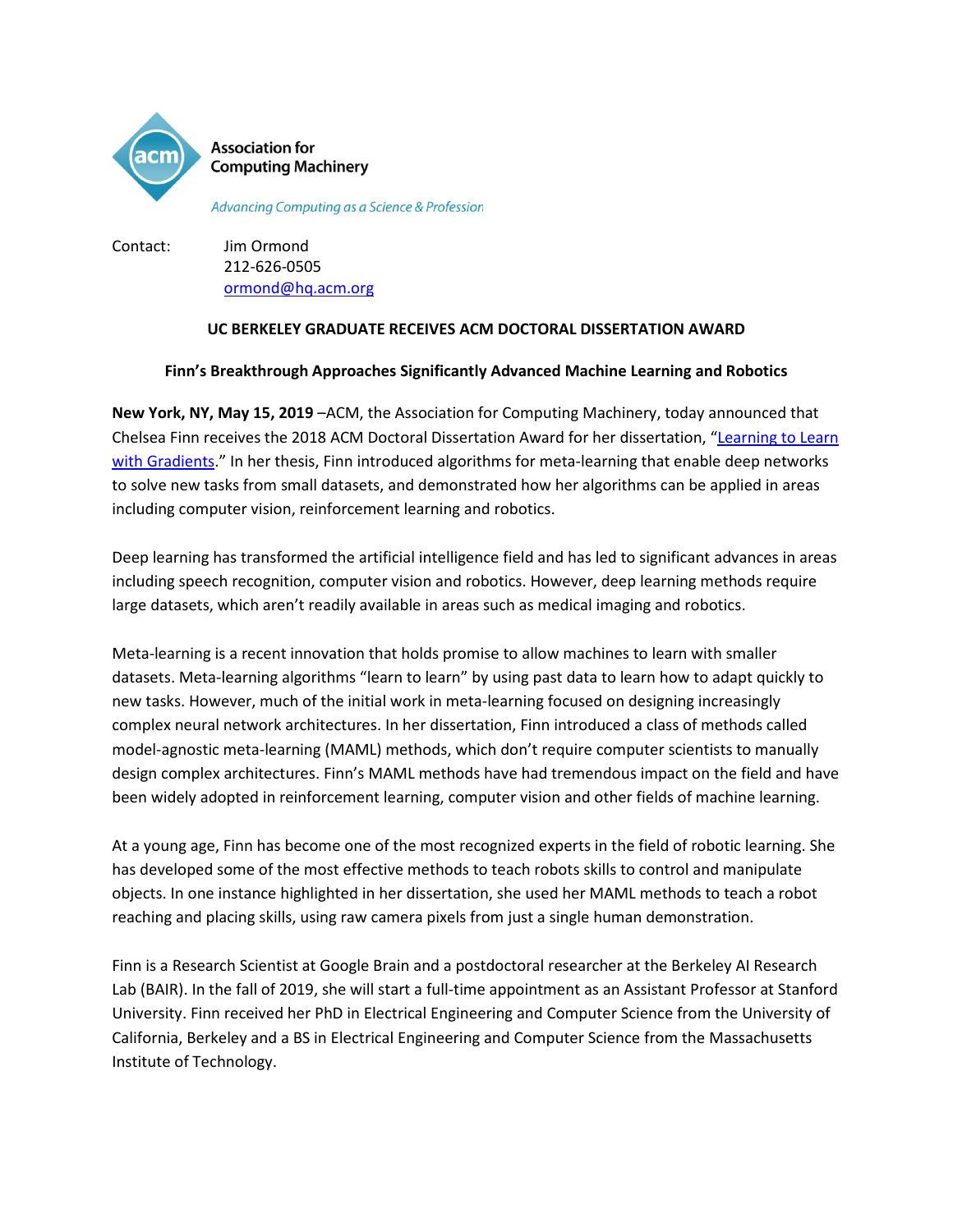Association for Computing Machinery

*Advancing Computing as a Science & Profession*

Contact: Jim Ormond
212-626-0505
ormond@hq.acm.org

**UC BERKELEY GRADUATE RECEIVES ACM DOCTORAL DISSERTATION AWARD**

**Finn's Breakthrough Approaches Significantly Advanced Machine Learning and Robotics**

**New York, NY, May 15, 2019** –ACM, the Association for Computing Machinery, today announced that Chelsea Finn receives the 2018 ACM Doctoral Dissertation Award for her dissertation, "Learning to Learn with Gradients." In her thesis, Finn introduced algorithms for meta-learning that enable deep networks to solve new tasks from small datasets, and demonstrated how her algorithms can be applied in areas including computer vision, reinforcement learning and robotics.

Deep learning has transformed the artificial intelligence field and has led to significant advances in areas including speech recognition, computer vision and robotics. However, deep learning methods require large datasets, which aren't readily available in areas such as medical imaging and robotics.

Meta-learning is a recent innovation that holds promise to allow machines to learn with smaller datasets. Meta-learning algorithms "learn to learn" by using past data to learn how to adapt quickly to new tasks. However, much of the initial work in meta-learning focused on designing increasingly complex neural network architectures. In her dissertation, Finn introduced a class of methods called model-agnostic meta-learning (MAML) methods, which don't require computer scientists to manually design complex architectures. Finn's MAML methods have had tremendous impact on the field and have been widely adopted in reinforcement learning, computer vision and other fields of machine learning.

At a young age, Finn has become one of the most recognized experts in the field of robotic learning. She has developed some of the most effective methods to teach robots skills to control and manipulate objects. In one instance highlighted in her dissertation, she used her MAML methods to teach a robot reaching and placing skills, using raw camera pixels from just a single human demonstration.

Finn is a Research Scientist at Google Brain and a postdoctoral researcher at the Berkeley AI Research Lab (BAIR). In the fall of 2019, she will start a full-time appointment as an Assistant Professor at Stanford University. Finn received her PhD in Electrical Engineering and Computer Science from the University of California, Berkeley and a BS in Electrical Engineering and Computer Science from the Massachusetts Institute of Technology.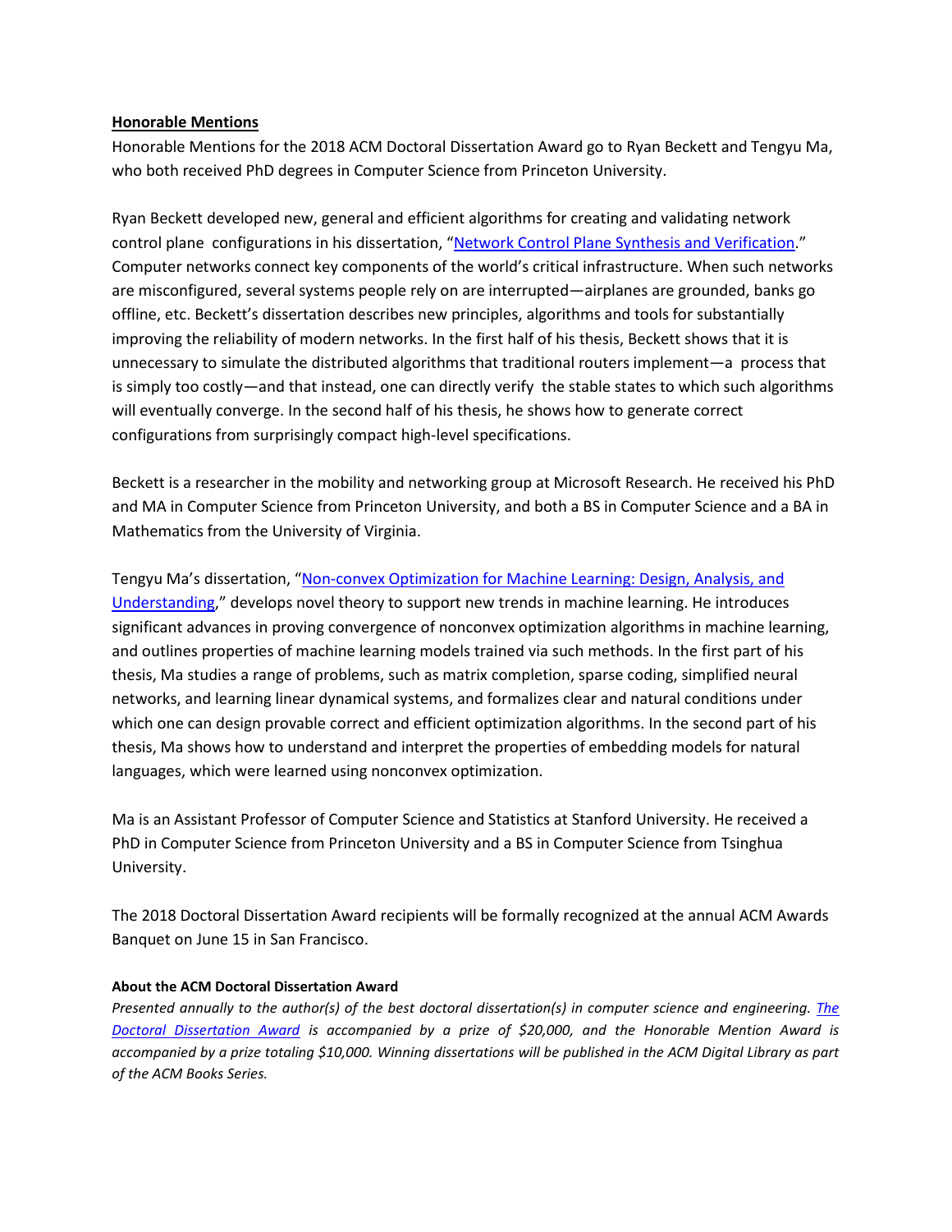## Honorable Mentions

Honorable Mentions for the 2018 ACM Doctoral Dissertation Award go to Ryan Beckett and Tengyu Ma, who both received PhD degrees in Computer Science from Princeton University.

Ryan Beckett developed new, general and efficient algorithms for creating and validating network control plane configurations in his dissertation, "[Network Control Plane Synthesis and Verification](#)." Computer networks connect key components of the world's critical infrastructure. When such networks are misconfigured, several systems people rely on are interrupted—airplanes are grounded, banks go offline, etc. Beckett's dissertation describes new principles, algorithms and tools for substantially improving the reliability of modern networks. In the first half of his thesis, Beckett shows that it is unnecessary to simulate the distributed algorithms that traditional routers implement—a process that is simply too costly—and that instead, one can directly verify the stable states to which such algorithms will eventually converge. In the second half of his thesis, he shows how to generate correct configurations from surprisingly compact high-level specifications.

Beckett is a researcher in the mobility and networking group at Microsoft Research. He received his PhD and MA in Computer Science from Princeton University, and both a BS in Computer Science and a BA in Mathematics from the University of Virginia.

Tengyu Ma's dissertation, "[Non-convex Optimization for Machine Learning: Design, Analysis, and Understanding](#)," develops novel theory to support new trends in machine learning. He introduces significant advances in proving convergence of nonconvex optimization algorithms in machine learning, and outlines properties of machine learning models trained via such methods. In the first part of his thesis, Ma studies a range of problems, such as matrix completion, sparse coding, simplified neural networks, and learning linear dynamical systems, and formalizes clear and natural conditions under which one can design provable correct and efficient optimization algorithms. In the second part of his thesis, Ma shows how to understand and interpret the properties of embedding models for natural languages, which were learned using nonconvex optimization.

Ma is an Assistant Professor of Computer Science and Statistics at Stanford University. He received a PhD in Computer Science from Princeton University and a BS in Computer Science from Tsinghua University.

The 2018 Doctoral Dissertation Award recipients will be formally recognized at the annual ACM Awards Banquet on June 15 in San Francisco.

**About the ACM Doctoral Dissertation Award**

*Presented annually to the author(s) of the best doctoral dissertation(s) in computer science and engineering. [The Doctoral Dissertation Award](#) is accompanied by a prize of $20,000, and the Honorable Mention Award is accompanied by a prize totaling $10,000. Winning dissertations will be published in the ACM Digital Library as part of the ACM Books Series.*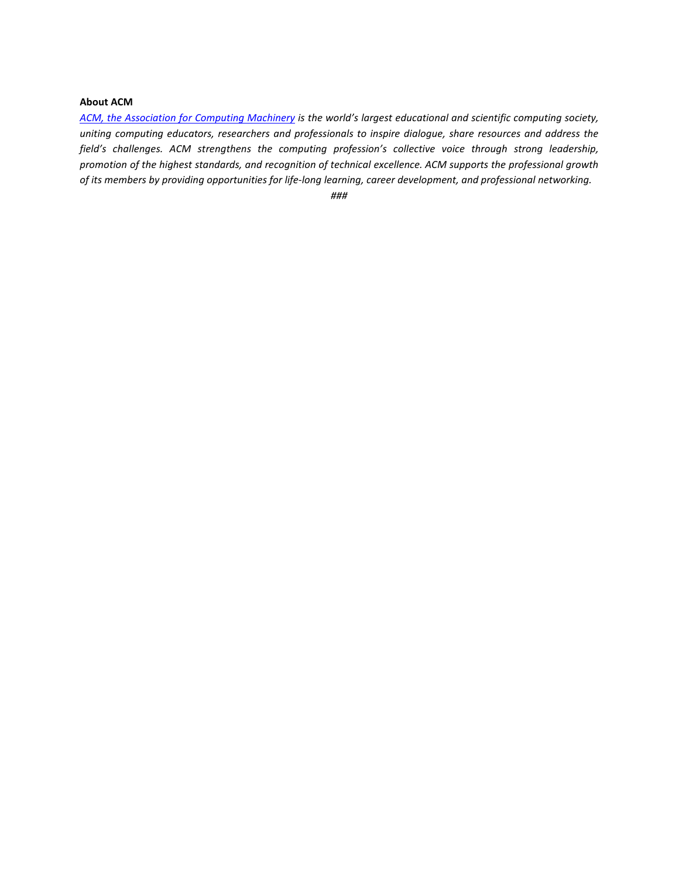**About ACM**

*ACM, the Association for Computing Machinery is the world's largest educational and scientific computing society, uniting computing educators, researchers and professionals to inspire dialogue, share resources and address the field's challenges. ACM strengthens the computing profession's collective voice through strong leadership, promotion of the highest standards, and recognition of technical excellence. ACM supports the professional growth of its members by providing opportunities for life-long learning, career development, and professional networking.*

*###*